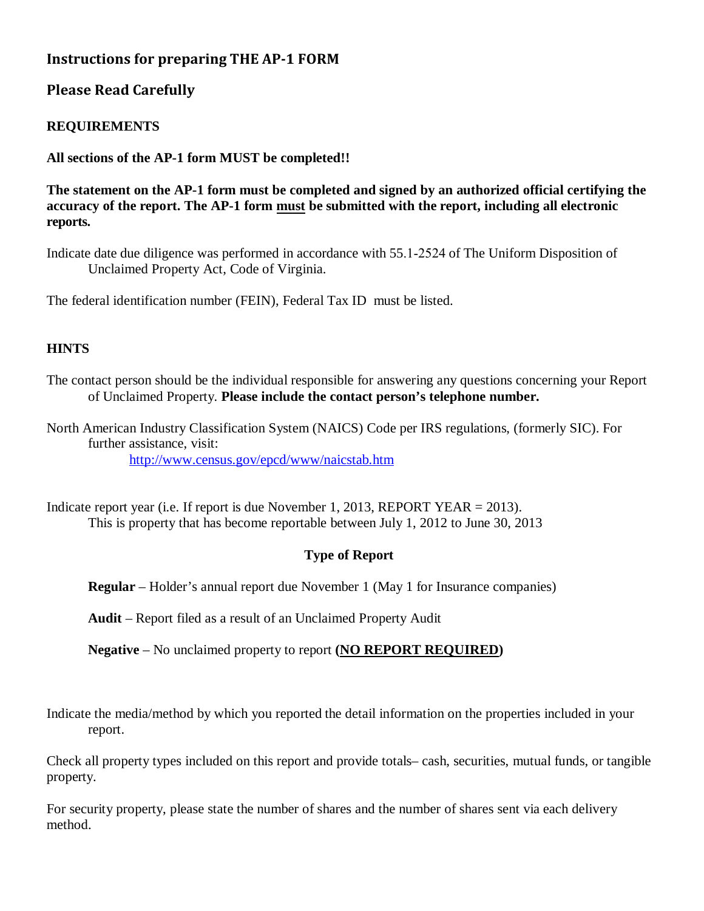## Instructions for preparing THE AP-1 FORM

## Please Read Carefully

### REQUIREMENTS

**All sections of the AP-1 form MUST be completed!!**

**The statement on the AP-1 form must be completed and signed by an authorized official certifying the accuracy of the report. The AP-1 form must be submitted with the report, including all electronic reports.**

Indicate date due diligence was performed in accordance with 55.1-2524 of The Uniform Disposition of Unclaimed Property Act, Code of Virginia.

The federal identification number (FEIN), Federal Tax ID must be listed.

### HINTS

The contact person should be the individual responsible for answering any questions concerning your Report of Unclaimed Property. **Please include the contact person's telephone number.**

North American Industry Classification System (NAICS) Code per IRS regulations, (formerly SIC). For further assistance, visit:
http://www.census.gov/epcd/www/naicstab.htm

Indicate report year (i.e. If report is due November 1, 2013, REPORT YEAR = 2013).
This is property that has become reportable between July 1, 2012 to June 30, 2013

**Type of Report**

**Regular** – Holder's annual report due November 1 (May 1 for Insurance companies)

**Audit** – Report filed as a result of an Unclaimed Property Audit

**Negative** – No unclaimed property to report **(NO REPORT REQUIRED)**

Indicate the media/method by which you reported the detail information on the properties included in your report.

Check all property types included on this report and provide totals– cash, securities, mutual funds, or tangible property.

For security property, please state the number of shares and the number of shares sent via each delivery method.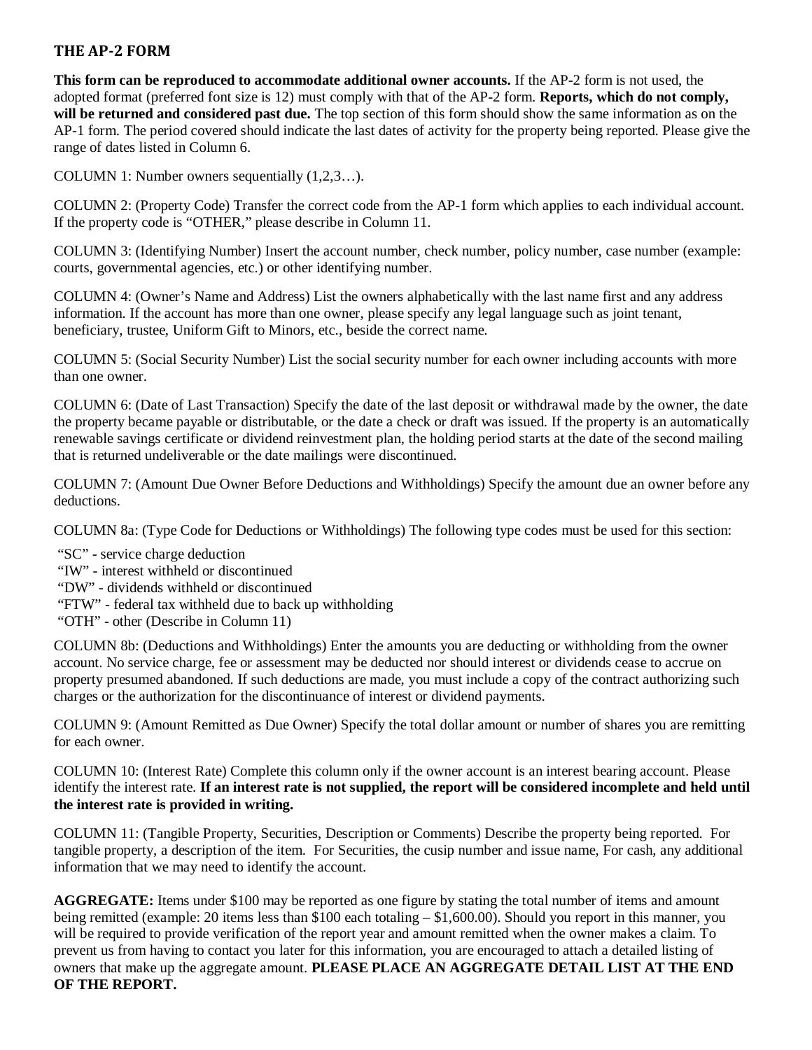## THE AP-2 FORM

**This form can be reproduced to accommodate additional owner accounts.** If the AP-2 form is not used, the adopted format (preferred font size is 12) must comply with that of the AP-2 form. **Reports, which do not comply, will be returned and considered past due.** The top section of this form should show the same information as on the AP-1 form. The period covered should indicate the last dates of activity for the property being reported. Please give the range of dates listed in Column 6.

COLUMN 1: Number owners sequentially (1,2,3…).

COLUMN 2: (Property Code) Transfer the correct code from the AP-1 form which applies to each individual account. If the property code is "OTHER," please describe in Column 11.

COLUMN 3: (Identifying Number) Insert the account number, check number, policy number, case number (example: courts, governmental agencies, etc.) or other identifying number.

COLUMN 4: (Owner's Name and Address) List the owners alphabetically with the last name first and any address information. If the account has more than one owner, please specify any legal language such as joint tenant, beneficiary, trustee, Uniform Gift to Minors, etc., beside the correct name.

COLUMN 5: (Social Security Number) List the social security number for each owner including accounts with more than one owner.

COLUMN 6: (Date of Last Transaction) Specify the date of the last deposit or withdrawal made by the owner, the date the property became payable or distributable, or the date a check or draft was issued. If the property is an automatically renewable savings certificate or dividend reinvestment plan, the holding period starts at the date of the second mailing that is returned undeliverable or the date mailings were discontinued.

COLUMN 7: (Amount Due Owner Before Deductions and Withholdings) Specify the amount due an owner before any deductions.

COLUMN 8a: (Type Code for Deductions or Withholdings) The following type codes must be used for this section:

- "SC" - service charge deduction
- "IW" - interest withheld or discontinued
- "DW" - dividends withheld or discontinued
- "FTW" - federal tax withheld due to back up withholding
- "OTH" - other (Describe in Column 11)

COLUMN 8b: (Deductions and Withholdings) Enter the amounts you are deducting or withholding from the owner account. No service charge, fee or assessment may be deducted nor should interest or dividends cease to accrue on property presumed abandoned. If such deductions are made, you must include a copy of the contract authorizing such charges or the authorization for the discontinuance of interest or dividend payments.

COLUMN 9: (Amount Remitted as Due Owner) Specify the total dollar amount or number of shares you are remitting for each owner.

COLUMN 10: (Interest Rate) Complete this column only if the owner account is an interest bearing account. Please identify the interest rate. **If an interest rate is not supplied, the report will be considered incomplete and held until the interest rate is provided in writing.**

COLUMN 11: (Tangible Property, Securities, Description or Comments) Describe the property being reported. For tangible property, a description of the item. For Securities, the cusip number and issue name, For cash, any additional information that we may need to identify the account.

**AGGREGATE:** Items under $100 may be reported as one figure by stating the total number of items and amount being remitted (example: 20 items less than $100 each totaling – $1,600.00). Should you report in this manner, you will be required to provide verification of the report year and amount remitted when the owner makes a claim. To prevent us from having to contact you later for this information, you are encouraged to attach a detailed listing of owners that make up the aggregate amount. **PLEASE PLACE AN AGGREGATE DETAIL LIST AT THE END OF THE REPORT.**